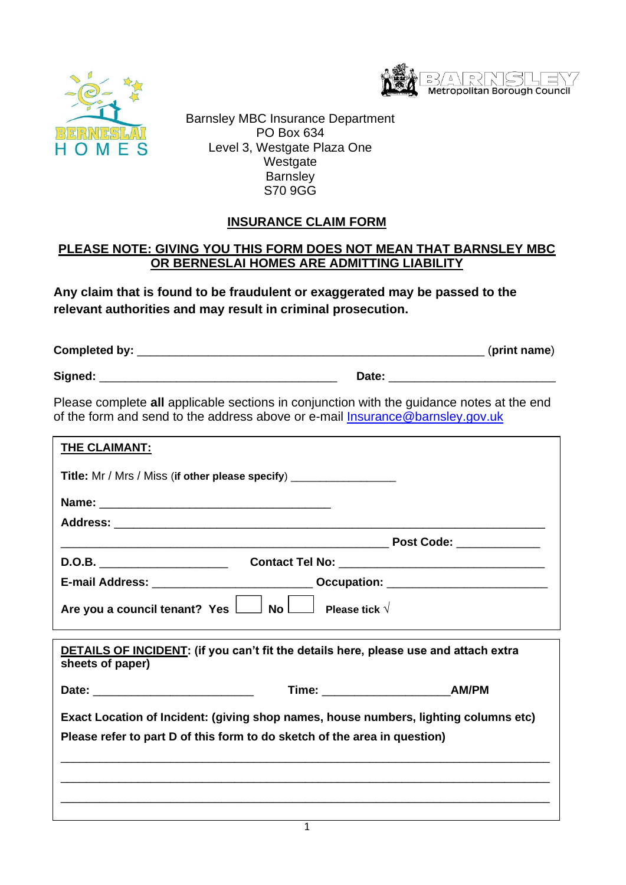Barnsley MBC Insurance Department
PO Box 634
Level 3, Westgate Plaza One
Westgate
Barnsley
S70 9GG

# INSURANCE CLAIM FORM

**PLEASE NOTE: GIVING YOU THIS FORM DOES NOT MEAN THAT BARNSLEY MBC OR BERNESLAI HOMES ARE ADMITTING LIABILITY**

**Any claim that is found to be fraudulent or exaggerated may be passed to the relevant authorities and may result in criminal prosecution.**

**Completed by:** ________________________________________________ (**print name**)

**Signed:** ________________________________ **Date:** ______________________

Please complete **all** applicable sections in conjunction with the guidance notes at the end of the form and send to the address above or e-mail Insurance@barnsley.gov.uk

## THE CLAIMANT:

**Title:** Mr / Mrs / Miss (**if other please specify**) ______________

**Name:** ________________________________

**Address:** ____________________________________________________________

____________________________________________ **Post Code:** ___________

**D.O.B.** __________________ **Contact Tel No:** ____________________________

**E-mail Address:** ______________________ **Occupation:** _____________________

**Are you a council tenant? Yes** ☐ **No** ☐ **Please tick √**

## DETAILS OF INCIDENT: (if you can't fit the details here, please use and attach extra sheets of paper)

**Date:** ______________________ **Time:** __________________ **AM/PM**

**Exact Location of Incident: (giving shop names, house numbers, lighting columns etc)**

**Please refer to part D of this form to do sketch of the area in question)**

______________________________________________________________________

______________________________________________________________________

______________________________________________________________________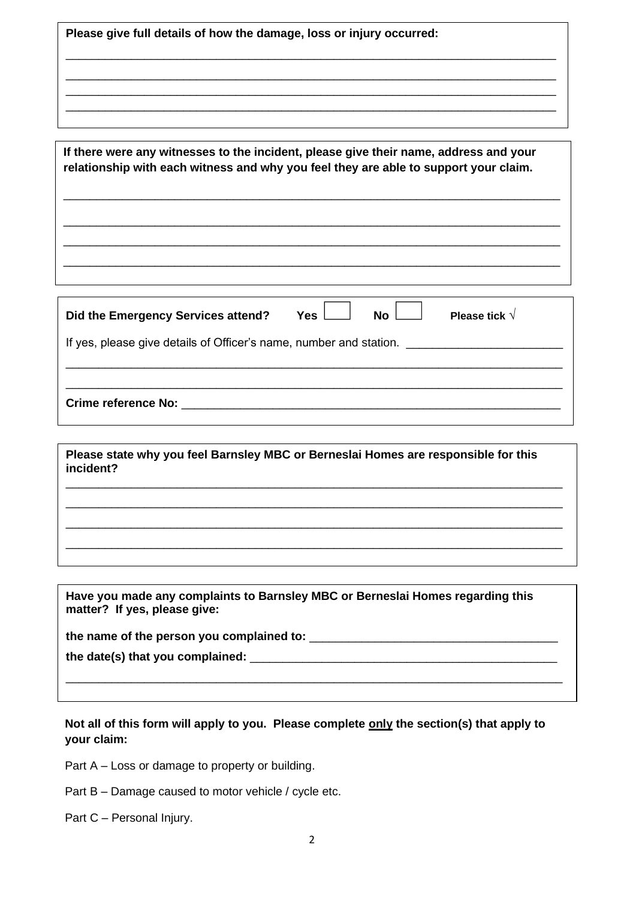**Please give full details of how the damage, loss or injury occurred:**

\_\_\_\_\_\_\_\_\_\_\_\_\_\_\_\_\_\_\_\_\_\_\_\_\_\_\_\_\_\_\_\_\_\_\_\_\_\_\_\_\_\_\_\_\_\_\_\_\_\_\_\_\_\_\_\_\_\_\_\_\_\_\_\_\_\_\_\_\_\_\_\_\_\_\_\_

\_\_\_\_\_\_\_\_\_\_\_\_\_\_\_\_\_\_\_\_\_\_\_\_\_\_\_\_\_\_\_\_\_\_\_\_\_\_\_\_\_\_\_\_\_\_\_\_\_\_\_\_\_\_\_\_\_\_\_\_\_\_\_\_\_\_\_\_\_\_\_\_\_\_\_\_

\_\_\_\_\_\_\_\_\_\_\_\_\_\_\_\_\_\_\_\_\_\_\_\_\_\_\_\_\_\_\_\_\_\_\_\_\_\_\_\_\_\_\_\_\_\_\_\_\_\_\_\_\_\_\_\_\_\_\_\_\_\_\_\_\_\_\_\_\_\_\_\_\_\_\_\_

\_\_\_\_\_\_\_\_\_\_\_\_\_\_\_\_\_\_\_\_\_\_\_\_\_\_\_\_\_\_\_\_\_\_\_\_\_\_\_\_\_\_\_\_\_\_\_\_\_\_\_\_\_\_\_\_\_\_\_\_\_\_\_\_\_\_\_\_\_\_\_\_\_\_\_\_

**If there were any witnesses to the incident, please give their name, address and your relationship with each witness and why you feel they are able to support your claim.**

\_\_\_\_\_\_\_\_\_\_\_\_\_\_\_\_\_\_\_\_\_\_\_\_\_\_\_\_\_\_\_\_\_\_\_\_\_\_\_\_\_\_\_\_\_\_\_\_\_\_\_\_\_\_\_\_\_\_\_\_\_\_\_\_\_\_\_\_\_\_\_\_\_\_\_\_

\_\_\_\_\_\_\_\_\_\_\_\_\_\_\_\_\_\_\_\_\_\_\_\_\_\_\_\_\_\_\_\_\_\_\_\_\_\_\_\_\_\_\_\_\_\_\_\_\_\_\_\_\_\_\_\_\_\_\_\_\_\_\_\_\_\_\_\_\_\_\_\_\_\_\_\_

\_\_\_\_\_\_\_\_\_\_\_\_\_\_\_\_\_\_\_\_\_\_\_\_\_\_\_\_\_\_\_\_\_\_\_\_\_\_\_\_\_\_\_\_\_\_\_\_\_\_\_\_\_\_\_\_\_\_\_\_\_\_\_\_\_\_\_\_\_\_\_\_\_\_\_\_

\_\_\_\_\_\_\_\_\_\_\_\_\_\_\_\_\_\_\_\_\_\_\_\_\_\_\_\_\_\_\_\_\_\_\_\_\_\_\_\_\_\_\_\_\_\_\_\_\_\_\_\_\_\_\_\_\_\_\_\_\_\_\_\_\_\_\_\_\_\_\_\_\_\_\_\_

**Did the Emergency Services attend?** **Yes** ☐ **No** ☐ **Please tick √**

If yes, please give details of Officer's name, number and station. \_\_\_\_\_\_\_\_\_\_\_\_\_\_\_\_\_\_\_\_\_\_\_\_

\_\_\_\_\_\_\_\_\_\_\_\_\_\_\_\_\_\_\_\_\_\_\_\_\_\_\_\_\_\_\_\_\_\_\_\_\_\_\_\_\_\_\_\_\_\_\_\_\_\_\_\_\_\_\_\_\_\_\_\_\_\_\_\_\_\_\_\_\_\_\_\_\_\_\_\_

\_\_\_\_\_\_\_\_\_\_\_\_\_\_\_\_\_\_\_\_\_\_\_\_\_\_\_\_\_\_\_\_\_\_\_\_\_\_\_\_\_\_\_\_\_\_\_\_\_\_\_\_\_\_\_\_\_\_\_\_\_\_\_\_\_\_\_\_\_\_\_\_\_\_\_\_

**Crime reference No:** \_\_\_\_\_\_\_\_\_\_\_\_\_\_\_\_\_\_\_\_\_\_\_\_\_\_\_\_\_\_\_\_\_\_\_\_\_\_\_\_\_\_\_\_\_\_\_\_\_\_\_\_\_\_\_\_\_\_

**Please state why you feel Barnsley MBC or Berneslai Homes are responsible for this incident?**

\_\_\_\_\_\_\_\_\_\_\_\_\_\_\_\_\_\_\_\_\_\_\_\_\_\_\_\_\_\_\_\_\_\_\_\_\_\_\_\_\_\_\_\_\_\_\_\_\_\_\_\_\_\_\_\_\_\_\_\_\_\_\_\_\_\_\_\_\_\_\_\_\_\_\_\_

\_\_\_\_\_\_\_\_\_\_\_\_\_\_\_\_\_\_\_\_\_\_\_\_\_\_\_\_\_\_\_\_\_\_\_\_\_\_\_\_\_\_\_\_\_\_\_\_\_\_\_\_\_\_\_\_\_\_\_\_\_\_\_\_\_\_\_\_\_\_\_\_\_\_\_\_

\_\_\_\_\_\_\_\_\_\_\_\_\_\_\_\_\_\_\_\_\_\_\_\_\_\_\_\_\_\_\_\_\_\_\_\_\_\_\_\_\_\_\_\_\_\_\_\_\_\_\_\_\_\_\_\_\_\_\_\_\_\_\_\_\_\_\_\_\_\_\_\_\_\_\_\_

\_\_\_\_\_\_\_\_\_\_\_\_\_\_\_\_\_\_\_\_\_\_\_\_\_\_\_\_\_\_\_\_\_\_\_\_\_\_\_\_\_\_\_\_\_\_\_\_\_\_\_\_\_\_\_\_\_\_\_\_\_\_\_\_\_\_\_\_\_\_\_\_\_\_\_\_

**Have you made any complaints to Barnsley MBC or Berneslai Homes regarding this matter? If yes, please give:**

**the name of the person you complained to:** \_\_\_\_\_\_\_\_\_\_\_\_\_\_\_\_\_\_\_\_\_\_\_\_\_\_\_\_\_\_\_\_\_\_\_\_\_\_

**the date(s) that you complained:** \_\_\_\_\_\_\_\_\_\_\_\_\_\_\_\_\_\_\_\_\_\_\_\_\_\_\_\_\_\_\_\_\_\_\_\_\_\_\_\_\_\_\_\_\_\_

\_\_\_\_\_\_\_\_\_\_\_\_\_\_\_\_\_\_\_\_\_\_\_\_\_\_\_\_\_\_\_\_\_\_\_\_\_\_\_\_\_\_\_\_\_\_\_\_\_\_\_\_\_\_\_\_\_\_\_\_\_\_\_\_\_\_\_\_\_\_\_\_\_\_\_\_

**Not all of this form will apply to you. Please complete <u>only</u> the section(s) that apply to your claim:**

Part A – Loss or damage to property or building.

Part B – Damage caused to motor vehicle / cycle etc.

Part C – Personal Injury.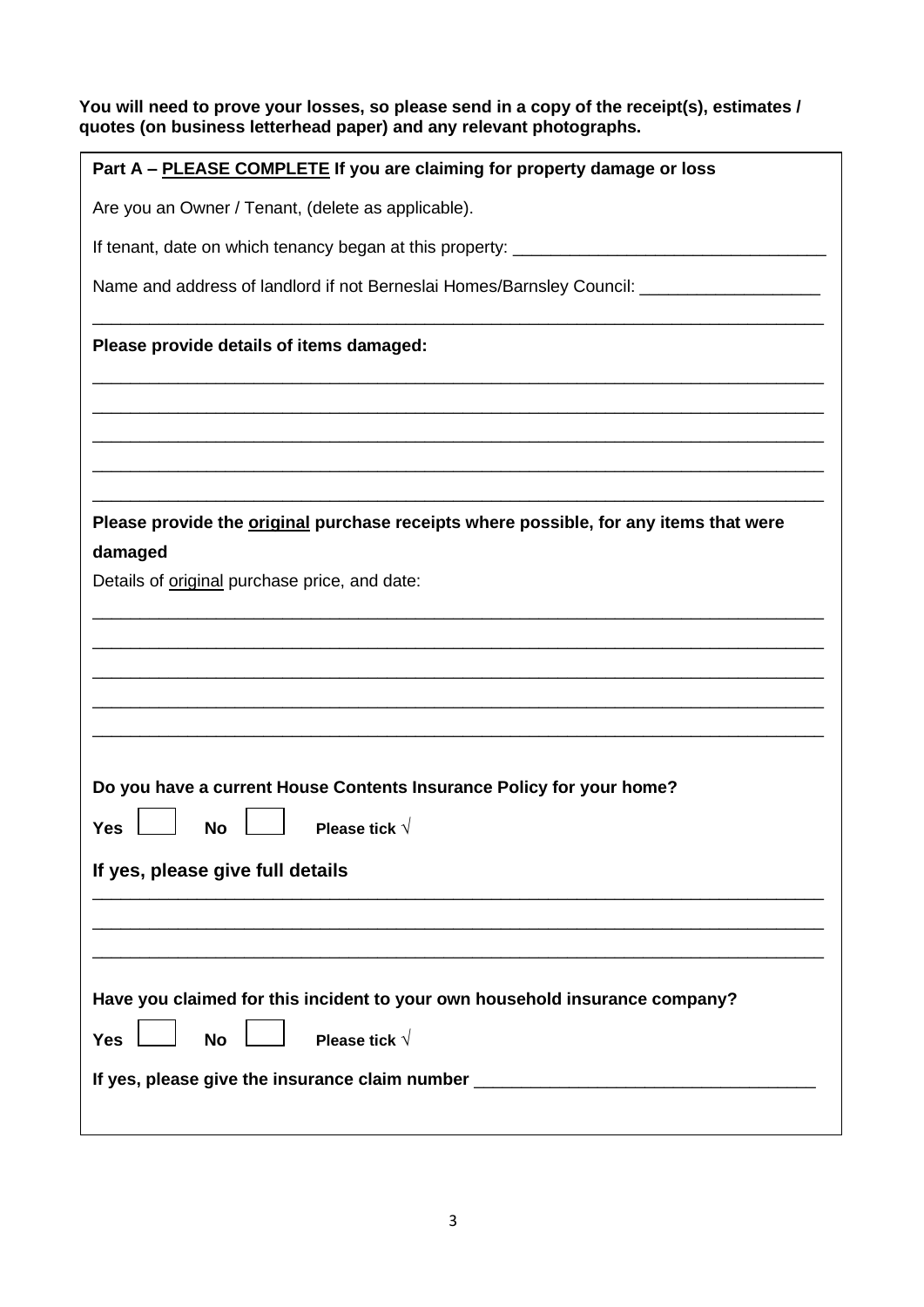**You will need to prove your losses, so please send in a copy of the receipt(s), estimates / quotes (on business letterhead paper) and any relevant photographs.**

**Part A – PLEASE COMPLETE If you are claiming for property damage or loss**

Are you an Owner / Tenant, (delete as applicable).

If tenant, date on which tenancy began at this property: ________________________________

Name and address of landlord if not Berneslai Homes/Barnsley Council: ___________________

______________________________________________________________________________

**Please provide details of items damaged:**

______________________________________________________________________________

______________________________________________________________________________

______________________________________________________________________________

______________________________________________________________________________

______________________________________________________________________________

**Please provide the original purchase receipts where possible, for any items that were damaged**

Details of original purchase price, and date:

______________________________________________________________________________

______________________________________________________________________________

______________________________________________________________________________

______________________________________________________________________________

______________________________________________________________________________

**Do you have a current House Contents Insurance Policy for your home?**

**Yes** ☐ **No** ☐ **Please tick √**

**If yes, please give full details**

______________________________________________________________________________

______________________________________________________________________________

______________________________________________________________________________

**Have you claimed for this incident to your own household insurance company?**

**Yes** ☐ **No** ☐ **Please tick √**

**If yes, please give the insurance claim number** ___________________________________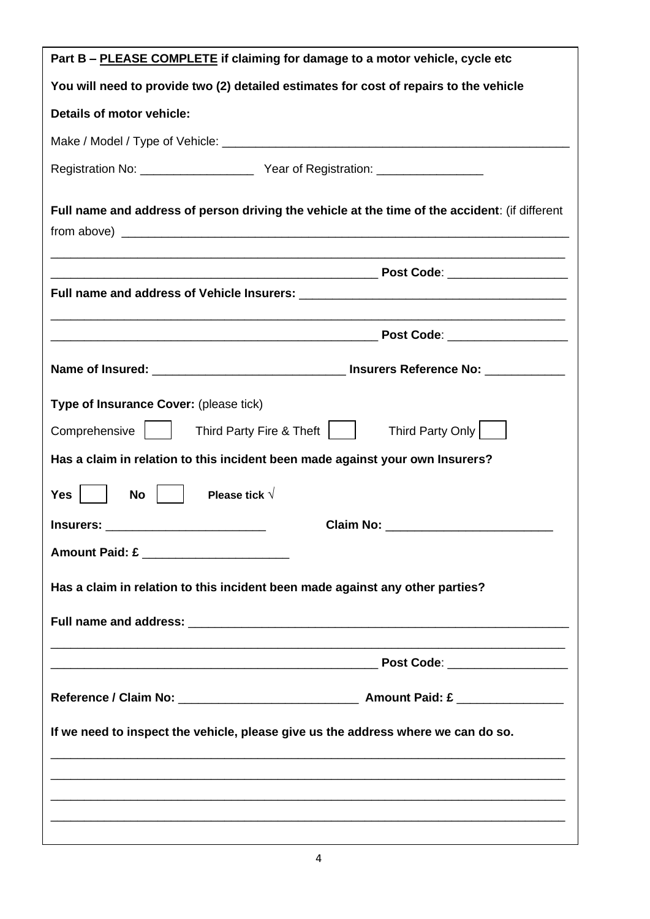**Part B – PLEASE COMPLETE if claiming for damage to a motor vehicle, cycle etc**

**You will need to provide two (2) detailed estimates for cost of repairs to the vehicle**

**Details of motor vehicle:**

Make / Model / Type of Vehicle: ______________________________________________________

Registration No: _________________ Year of Registration: ________________

**Full name and address of person driving the vehicle at the time of the accident**: (if different from above) ______________________________________________________________________

_____________________________________________________________________________

__________________________________________________ **Post Code**: __________________

**Full name and address of Vehicle Insurers:** ________________________________________

_____________________________________________________________________________

__________________________________________________ **Post Code**: __________________

**Name of Insured:** _____________________________ **Insurers Reference No:** ____________

**Type of Insurance Cover:** (please tick)

Comprehensive ☐ Third Party Fire & Theft ☐ Third Party Only ☐

**Has a claim in relation to this incident been made against your own Insurers?**

**Yes** ☐ **No** ☐ **Please tick √**

**Insurers:** ________________________ **Claim No:** _________________________

**Amount Paid: £** ______________________

**Has a claim in relation to this incident been made against any other parties?**

**Full name and address:** ___________________________________________________________

_____________________________________________________________________________

__________________________________________________ **Post Code**: __________________

**Reference / Claim No:** ___________________________ **Amount Paid: £** ________________

**If we need to inspect the vehicle, please give us the address where we can do so.**

_____________________________________________________________________________

_____________________________________________________________________________

_____________________________________________________________________________

_____________________________________________________________________________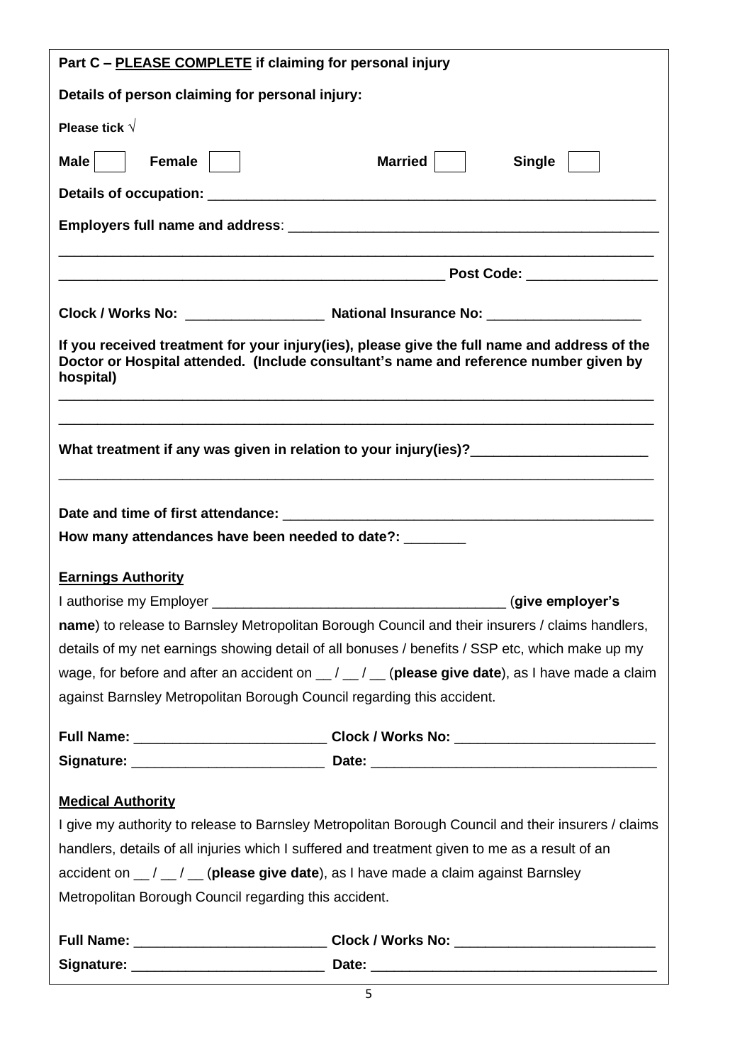**Part C – PLEASE COMPLETE if claiming for personal injury**

**Details of person claiming for personal injury:**

**Please tick √**

**Male** ☐ **Female** ☐ **Married** ☐ **Single** ☐

**Details of occupation:** ____________________________________________

**Employers full name and address**: ____________________________________________

____________________________________________

____________________________________________ **Post Code:** ________________

**Clock / Works No:** ________________ **National Insurance No:** ________________

**If you received treatment for your injury(ies), please give the full name and address of the Doctor or Hospital attended. (Include consultant's name and reference number given by hospital)**

____________________________________________

____________________________________________

**What treatment if any was given in relation to your injury(ies)?**________________

____________________________________________

**Date and time of first attendance:** ____________________________________________

**How many attendances have been needed to date?:** ________

**Earnings Authority**

I authorise my Employer ____________________________________ (**give employer's name**) to release to Barnsley Metropolitan Borough Council and their insurers / claims handlers, details of my net earnings showing detail of all bonuses / benefits / SSP etc, which make up my wage, for before and after an accident on __ / __ / __ (**please give date**), as I have made a claim against Barnsley Metropolitan Borough Council regarding this accident.

**Full Name:** ________________________ **Clock / Works No:** ________________________

**Signature:** ________________________ **Date:** ____________________________________

**Medical Authority**

I give my authority to release to Barnsley Metropolitan Borough Council and their insurers / claims handlers, details of all injuries which I suffered and treatment given to me as a result of an accident on __ / __ / __ (**please give date**), as I have made a claim against Barnsley Metropolitan Borough Council regarding this accident.

**Full Name:** ________________________ **Clock / Works No:** ________________________

**Signature:** ________________________ **Date:** ____________________________________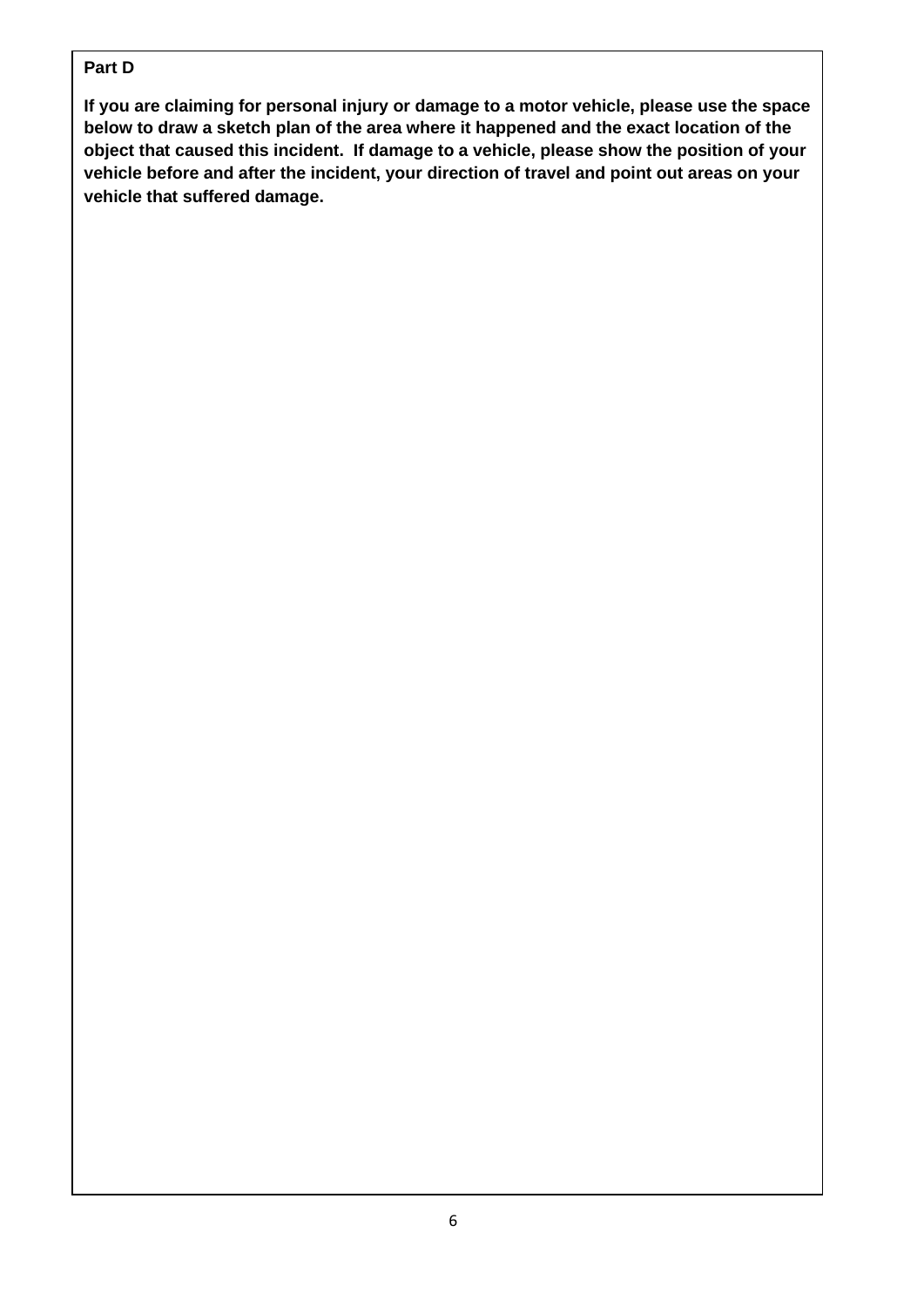**Part D**

**If you are claiming for personal injury or damage to a motor vehicle, please use the space below to draw a sketch plan of the area where it happened and the exact location of the object that caused this incident. If damage to a vehicle, please show the position of your vehicle before and after the incident, your direction of travel and point out areas on your vehicle that suffered damage.**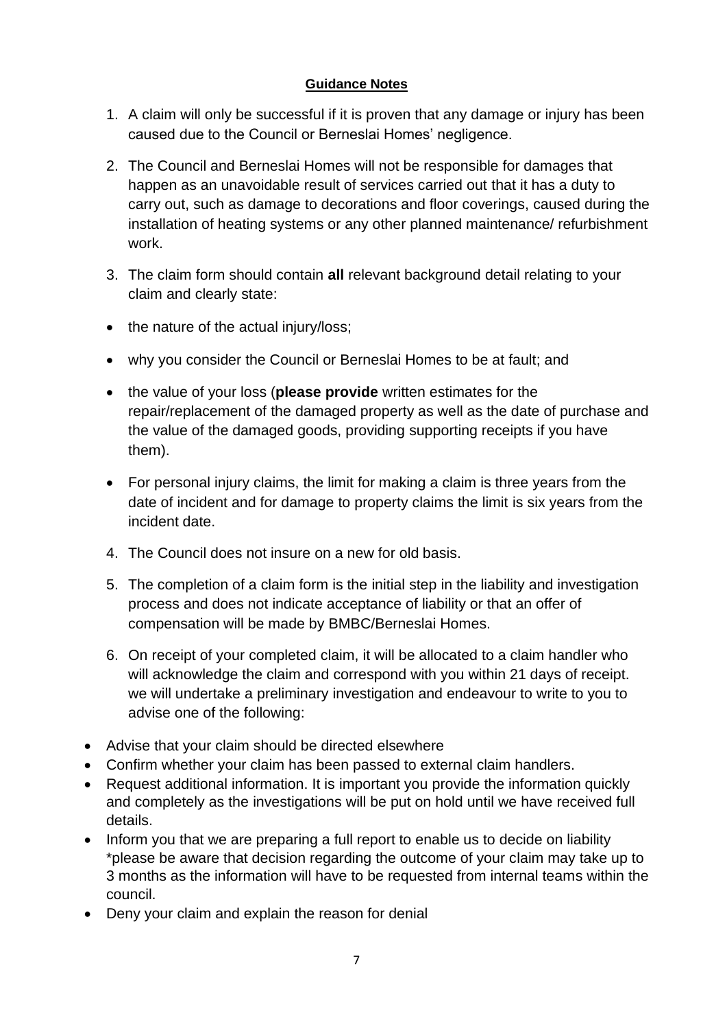**Guidance Notes**

1. A claim will only be successful if it is proven that any damage or injury has been caused due to the Council or Berneslai Homes' negligence.

2. The Council and Berneslai Homes will not be responsible for damages that happen as an unavoidable result of services carried out that it has a duty to carry out, such as damage to decorations and floor coverings, caused during the installation of heating systems or any other planned maintenance/ refurbishment work.

3. The claim form should contain **all** relevant background detail relating to your claim and clearly state:

- the nature of the actual injury/loss;
- why you consider the Council or Berneslai Homes to be at fault; and
- the value of your loss (**please provide** written estimates for the repair/replacement of the damaged property as well as the date of purchase and the value of the damaged goods, providing supporting receipts if you have them).
- For personal injury claims, the limit for making a claim is three years from the date of incident and for damage to property claims the limit is six years from the incident date.

4. The Council does not insure on a new for old basis.

5. The completion of a claim form is the initial step in the liability and investigation process and does not indicate acceptance of liability or that an offer of compensation will be made by BMBC/Berneslai Homes.

6. On receipt of your completed claim, it will be allocated to a claim handler who will acknowledge the claim and correspond with you within 21 days of receipt. we will undertake a preliminary investigation and endeavour to write to you to advise one of the following:

- Advise that your claim should be directed elsewhere
- Confirm whether your claim has been passed to external claim handlers.
- Request additional information. It is important you provide the information quickly and completely as the investigations will be put on hold until we have received full details.
- Inform you that we are preparing a full report to enable us to decide on liability *please be aware that decision regarding the outcome of your claim may take up to 3 months as the information will have to be requested from internal teams within the council.
- Deny your claim and explain the reason for denial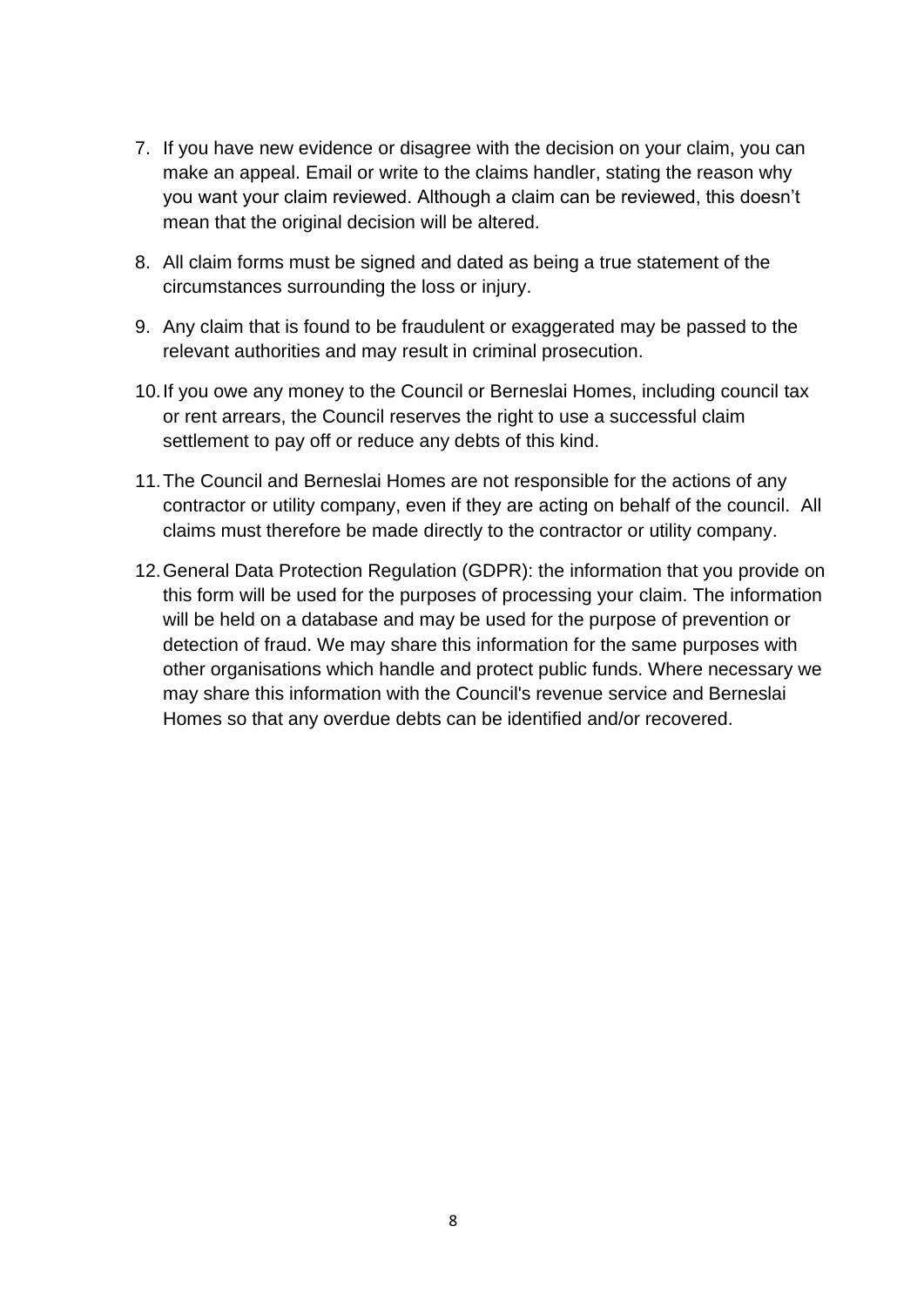7. If you have new evidence or disagree with the decision on your claim, you can make an appeal. Email or write to the claims handler, stating the reason why you want your claim reviewed. Although a claim can be reviewed, this doesn’t mean that the original decision will be altered.

8. All claim forms must be signed and dated as being a true statement of the circumstances surrounding the loss or injury.

9. Any claim that is found to be fraudulent or exaggerated may be passed to the relevant authorities and may result in criminal prosecution.

10. If you owe any money to the Council or Berneslai Homes, including council tax or rent arrears, the Council reserves the right to use a successful claim settlement to pay off or reduce any debts of this kind.

11. The Council and Berneslai Homes are not responsible for the actions of any contractor or utility company, even if they are acting on behalf of the council. All claims must therefore be made directly to the contractor or utility company.

12. General Data Protection Regulation (GDPR): the information that you provide on this form will be used for the purposes of processing your claim. The information will be held on a database and may be used for the purpose of prevention or detection of fraud. We may share this information for the same purposes with other organisations which handle and protect public funds. Where necessary we may share this information with the Council's revenue service and Berneslai Homes so that any overdue debts can be identified and/or recovered.